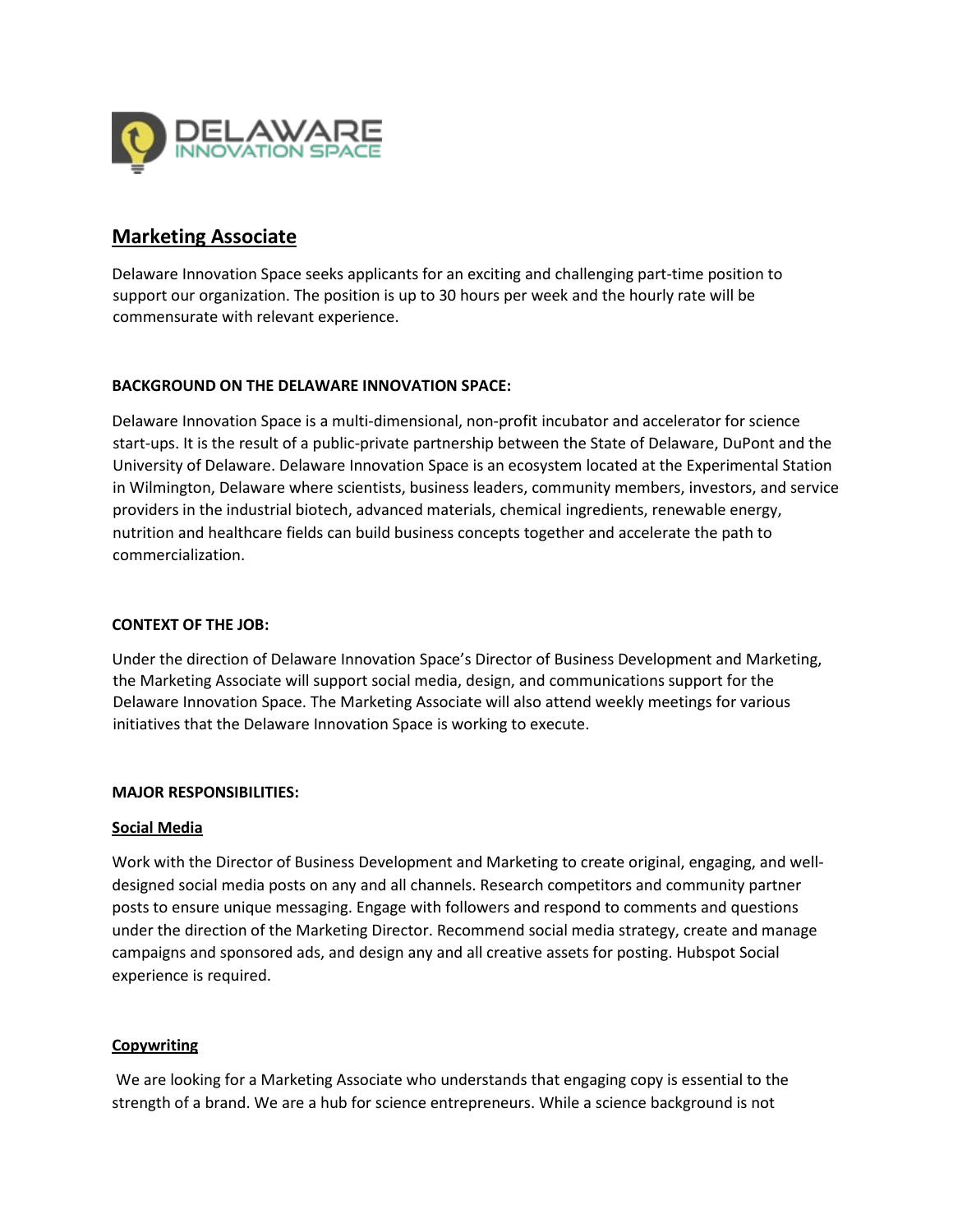# Marketing Associate

Delaware Innovation Space seeks applicants for an exciting and challenging part-time position to support our organization. The position is up to 30 hours per week and the hourly rate will be commensurate with relevant experience.

**BACKGROUND ON THE DELAWARE INNOVATION SPACE:**

Delaware Innovation Space is a multi-dimensional, non-profit incubator and accelerator for science start-ups. It is the result of a public-private partnership between the State of Delaware, DuPont and the University of Delaware. Delaware Innovation Space is an ecosystem located at the Experimental Station in Wilmington, Delaware where scientists, business leaders, community members, investors, and service providers in the industrial biotech, advanced materials, chemical ingredients, renewable energy, nutrition and healthcare fields can build business concepts together and accelerate the path to commercialization.

**CONTEXT OF THE JOB:**

Under the direction of Delaware Innovation Space's Director of Business Development and Marketing, the Marketing Associate will support social media, design, and communications support for the Delaware Innovation Space. The Marketing Associate will also attend weekly meetings for various initiatives that the Delaware Innovation Space is working to execute.

**MAJOR RESPONSIBILITIES:**

**Social Media**

Work with the Director of Business Development and Marketing to create original, engaging, and well-designed social media posts on any and all channels. Research competitors and community partner posts to ensure unique messaging. Engage with followers and respond to comments and questions under the direction of the Marketing Director. Recommend social media strategy, create and manage campaigns and sponsored ads, and design any and all creative assets for posting. Hubspot Social experience is required.

**Copywriting**

We are looking for a Marketing Associate who understands that engaging copy is essential to the strength of a brand. We are a hub for science entrepreneurs. While a science background is not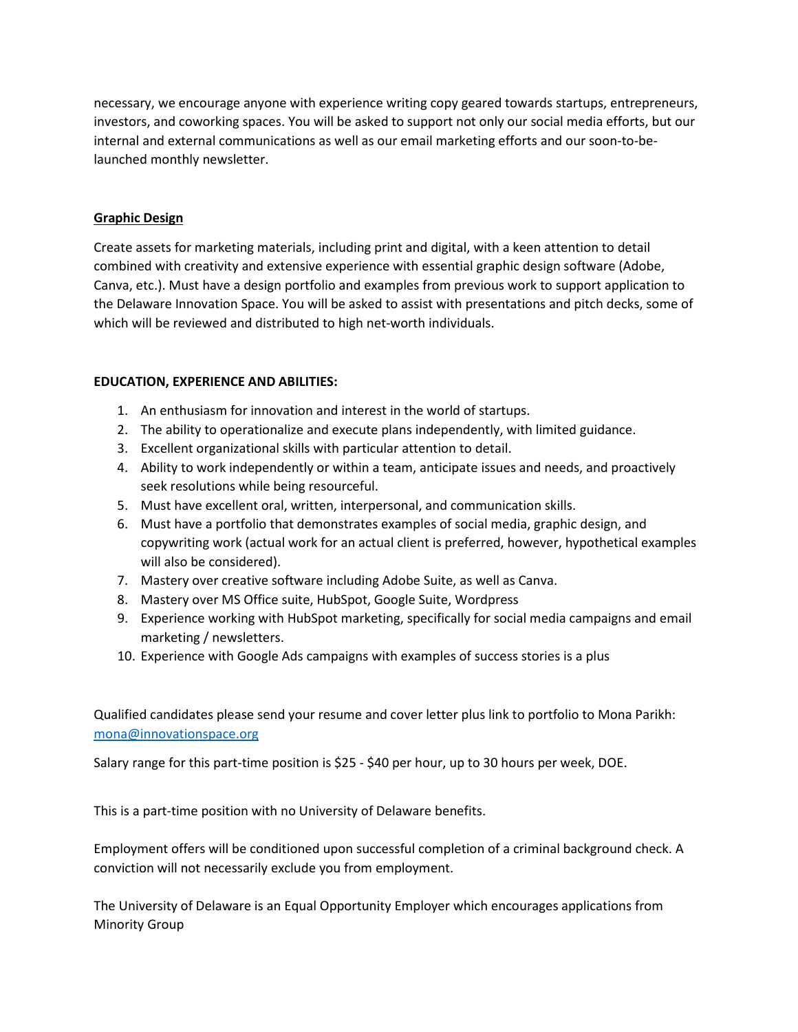necessary, we encourage anyone with experience writing copy geared towards startups, entrepreneurs, investors, and coworking spaces. You will be asked to support not only our social media efforts, but our internal and external communications as well as our email marketing efforts and our soon-to-be-launched monthly newsletter.

**Graphic Design**

Create assets for marketing materials, including print and digital, with a keen attention to detail combined with creativity and extensive experience with essential graphic design software (Adobe, Canva, etc.). Must have a design portfolio and examples from previous work to support application to the Delaware Innovation Space. You will be asked to assist with presentations and pitch decks, some of which will be reviewed and distributed to high net-worth individuals.

**EDUCATION, EXPERIENCE AND ABILITIES:**

1. An enthusiasm for innovation and interest in the world of startups.
2. The ability to operationalize and execute plans independently, with limited guidance.
3. Excellent organizational skills with particular attention to detail.
4. Ability to work independently or within a team, anticipate issues and needs, and proactively seek resolutions while being resourceful.
5. Must have excellent oral, written, interpersonal, and communication skills.
6. Must have a portfolio that demonstrates examples of social media, graphic design, and copywriting work (actual work for an actual client is preferred, however, hypothetical examples will also be considered).
7. Mastery over creative software including Adobe Suite, as well as Canva.
8. Mastery over MS Office suite, HubSpot, Google Suite, Wordpress
9. Experience working with HubSpot marketing, specifically for social media campaigns and email marketing / newsletters.
10. Experience with Google Ads campaigns with examples of success stories is a plus

Qualified candidates please send your resume and cover letter plus link to portfolio to Mona Parikh: mona@innovationspace.org

Salary range for this part-time position is $25 - $40 per hour, up to 30 hours per week, DOE.

This is a part-time position with no University of Delaware benefits.

Employment offers will be conditioned upon successful completion of a criminal background check. A conviction will not necessarily exclude you from employment.

The University of Delaware is an Equal Opportunity Employer which encourages applications from Minority Group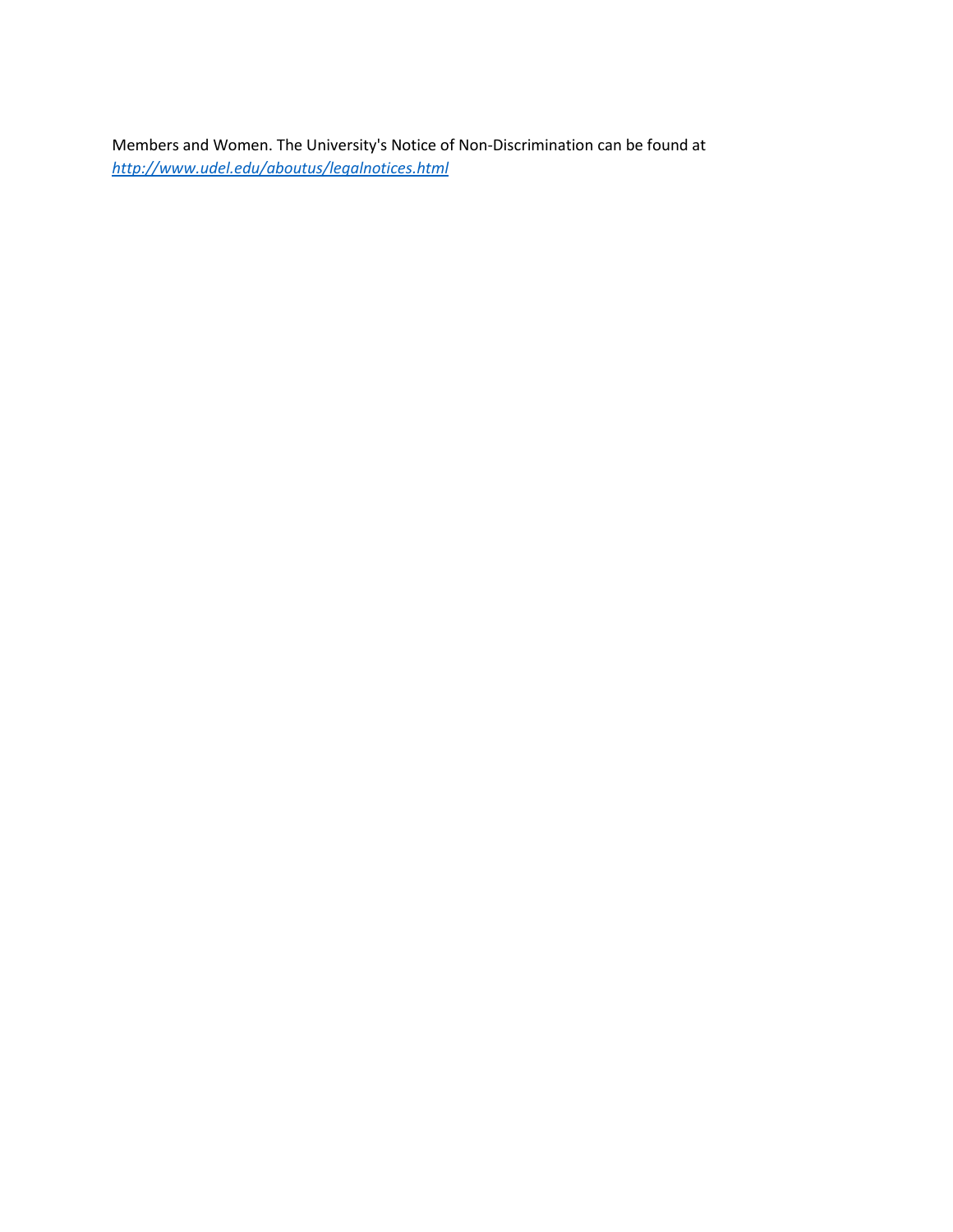Members and Women. The University's Notice of Non-Discrimination can be found at *http://www.udel.edu/aboutus/legalnotices.html*